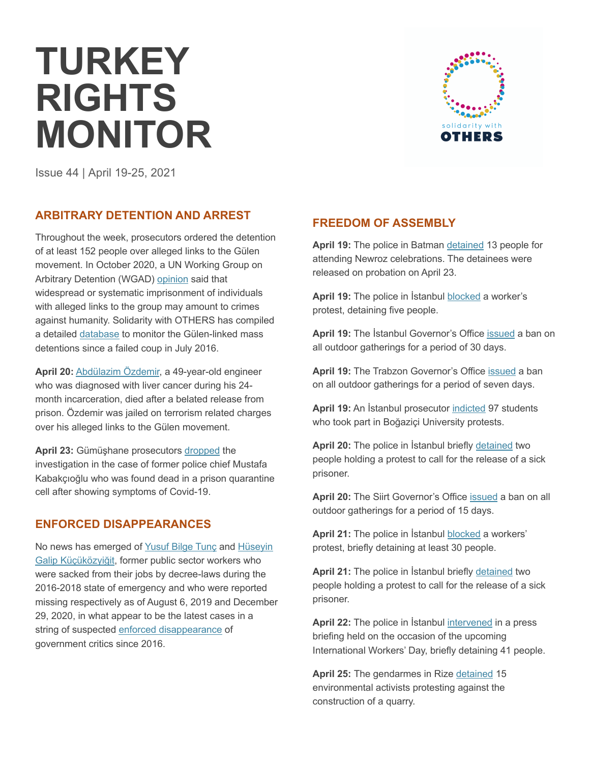# TURKEY RIGHTS MONITOR

Issue 44 | April 19-25, 2021

## ARBITRARY DETENTION AND ARREST

Throughout the week, prosecutors ordered the detention of at least 152 people over alleged links to the Gülen movement. In October 2020, a UN Working Group on Arbitrary Detention (WGAD) opinion said that widespread or systematic imprisonment of individuals with alleged links to the group may amount to crimes against humanity. Solidarity with OTHERS has compiled a detailed database to monitor the Gülen-linked mass detentions since a failed coup in July 2016.

**April 20:** Abdülazim Özdemir, a 49-year-old engineer who was diagnosed with liver cancer during his 24-month incarceration, died after a belated release from prison. Özdemir was jailed on terrorism related charges over his alleged links to the Gülen movement.

**April 23:** Gümüşhane prosecutors dropped the investigation in the case of former police chief Mustafa Kabakçıoğlu who was found dead in a prison quarantine cell after showing symptoms of Covid-19.

## ENFORCED DISAPPEARANCES

No news has emerged of Yusuf Bilge Tunç and Hüseyin Galip Küçüközyiğit, former public sector workers who were sacked from their jobs by decree-laws during the 2016-2018 state of emergency and who were reported missing respectively as of August 6, 2019 and December 29, 2020, in what appear to be the latest cases in a string of suspected enforced disappearance of government critics since 2016.

## FREEDOM OF ASSEMBLY

**April 19:** The police in Batman detained 13 people for attending Newroz celebrations. The detainees were released on probation on April 23.

**April 19:** The police in İstanbul blocked a worker's protest, detaining five people.

**April 19:** The İstanbul Governor's Office issued a ban on all outdoor gatherings for a period of 30 days.

**April 19:** The Trabzon Governor's Office issued a ban on all outdoor gatherings for a period of seven days.

**April 19:** An İstanbul prosecutor indicted 97 students who took part in Boğaziçi University protests.

**April 20:** The police in İstanbul briefly detained two people holding a protest to call for the release of a sick prisoner.

**April 20:** The Siirt Governor's Office issued a ban on all outdoor gatherings for a period of 15 days.

**April 21:** The police in İstanbul blocked a workers' protest, briefly detaining at least 30 people.

**April 21:** The police in İstanbul briefly detained two people holding a protest to call for the release of a sick prisoner.

**April 22:** The police in İstanbul intervened in a press briefing held on the occasion of the upcoming International Workers' Day, briefly detaining 41 people.

**April 25:** The gendarmes in Rize detained 15 environmental activists protesting against the construction of a quarry.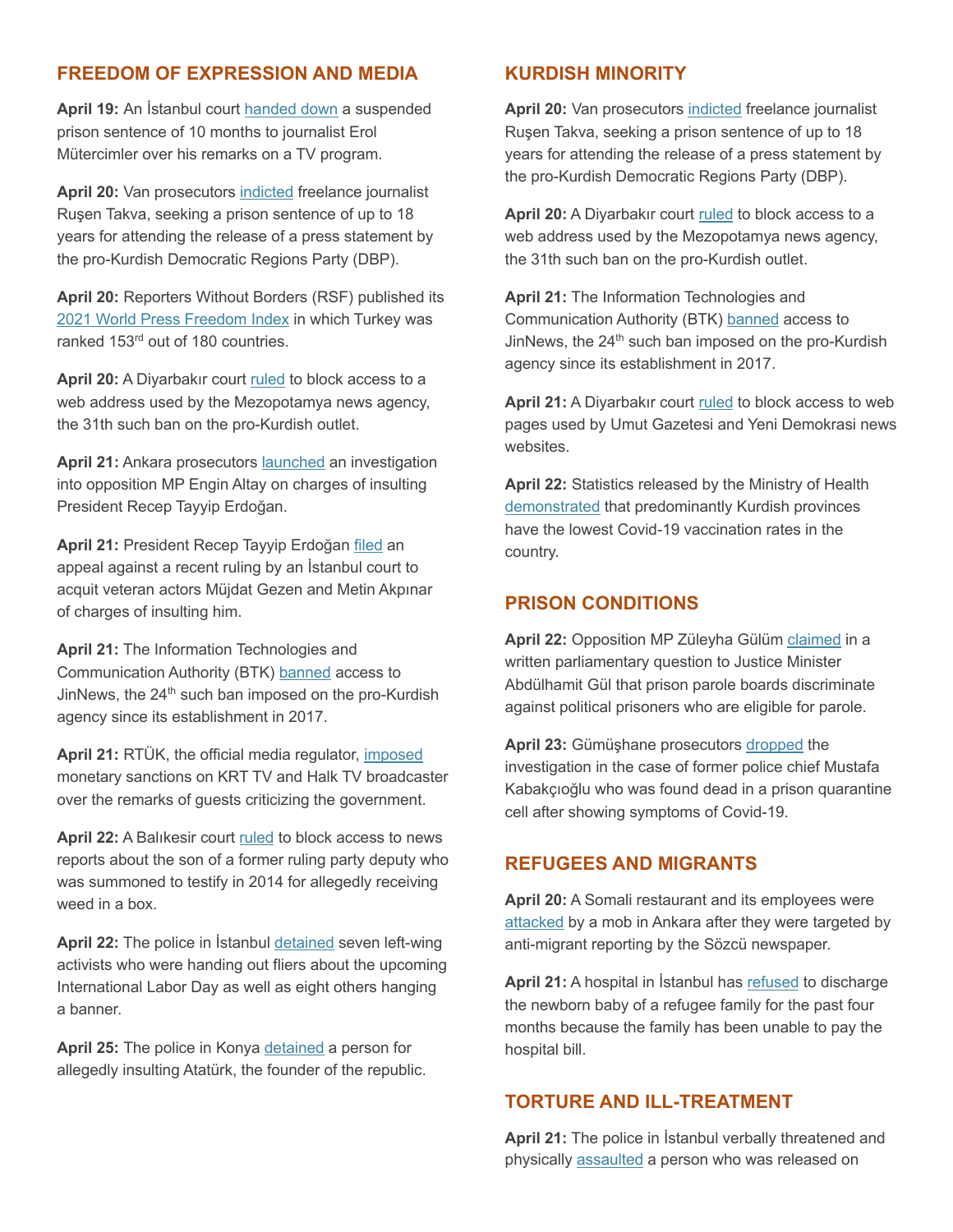## FREEDOM OF EXPRESSION AND MEDIA

**April 19:** An İstanbul court handed down a suspended prison sentence of 10 months to journalist Erol Mütercimler over his remarks on a TV program.

**April 20:** Van prosecutors indicted freelance journalist Ruşen Takva, seeking a prison sentence of up to 18 years for attending the release of a press statement by the pro-Kurdish Democratic Regions Party (DBP).

**April 20:** Reporters Without Borders (RSF) published its 2021 World Press Freedom Index in which Turkey was ranked 153rd out of 180 countries.

**April 20:** A Diyarbakır court ruled to block access to a web address used by the Mezopotamya news agency, the 31th such ban on the pro-Kurdish outlet.

**April 21:** Ankara prosecutors launched an investigation into opposition MP Engin Altay on charges of insulting President Recep Tayyip Erdoğan.

**April 21:** President Recep Tayyip Erdoğan filed an appeal against a recent ruling by an İstanbul court to acquit veteran actors Müjdat Gezen and Metin Akpınar of charges of insulting him.

**April 21:** The Information Technologies and Communication Authority (BTK) banned access to JinNews, the 24th such ban imposed on the pro-Kurdish agency since its establishment in 2017.

**April 21:** RTÜK, the official media regulator, imposed monetary sanctions on KRT TV and Halk TV broadcaster over the remarks of guests criticizing the government.

**April 22:** A Balıkesir court ruled to block access to news reports about the son of a former ruling party deputy who was summoned to testify in 2014 for allegedly receiving weed in a box.

**April 22:** The police in İstanbul detained seven left-wing activists who were handing out fliers about the upcoming International Labor Day as well as eight others hanging a banner.

**April 25:** The police in Konya detained a person for allegedly insulting Atatürk, the founder of the republic.

## KURDISH MINORITY

**April 20:** Van prosecutors indicted freelance journalist Ruşen Takva, seeking a prison sentence of up to 18 years for attending the release of a press statement by the pro-Kurdish Democratic Regions Party (DBP).

**April 20:** A Diyarbakır court ruled to block access to a web address used by the Mezopotamya news agency, the 31th such ban on the pro-Kurdish outlet.

**April 21:** The Information Technologies and Communication Authority (BTK) banned access to JinNews, the 24th such ban imposed on the pro-Kurdish agency since its establishment in 2017.

**April 21:** A Diyarbakır court ruled to block access to web pages used by Umut Gazetesi and Yeni Demokrasi news websites.

**April 22:** Statistics released by the Ministry of Health demonstrated that predominantly Kurdish provinces have the lowest Covid-19 vaccination rates in the country.

## PRISON CONDITIONS

**April 22:** Opposition MP Züleyha Gülüm claimed in a written parliamentary question to Justice Minister Abdülhamit Gül that prison parole boards discriminate against political prisoners who are eligible for parole.

**April 23:** Gümüşhane prosecutors dropped the investigation in the case of former police chief Mustafa Kabakçıoğlu who was found dead in a prison quarantine cell after showing symptoms of Covid-19.

## REFUGEES AND MIGRANTS

**April 20:** A Somali restaurant and its employees were attacked by a mob in Ankara after they were targeted by anti-migrant reporting by the Sözcü newspaper.

**April 21:** A hospital in İstanbul has refused to discharge the newborn baby of a refugee family for the past four months because the family has been unable to pay the hospital bill.

## TORTURE AND ILL-TREATMENT

**April 21:** The police in İstanbul verbally threatened and physically assaulted a person who was released on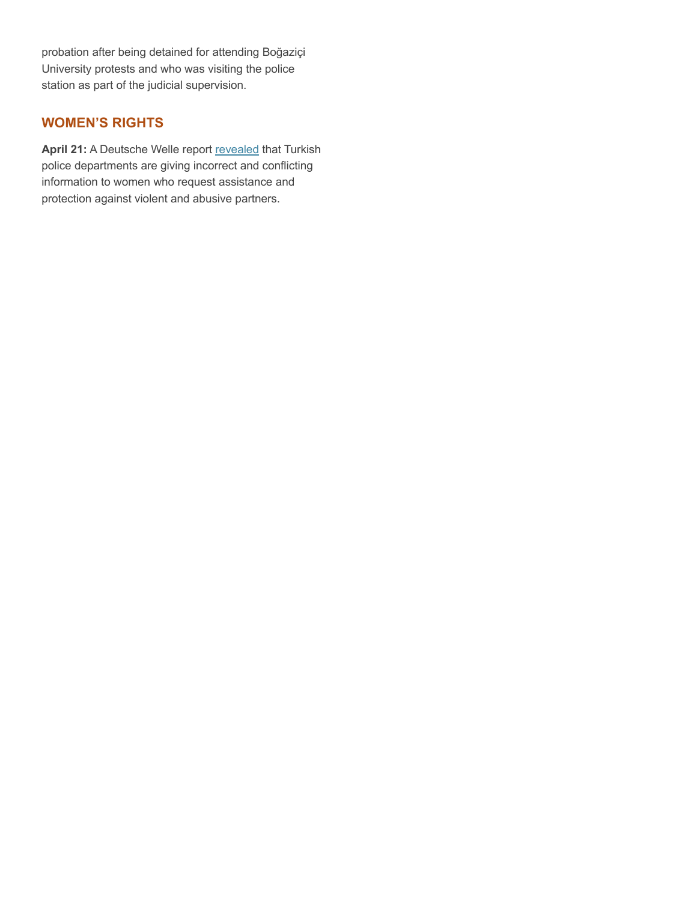probation after being detained for attending Boğaziçi University protests and who was visiting the police station as part of the judicial supervision.

## WOMEN'S RIGHTS

**April 21:** A Deutsche Welle report revealed that Turkish police departments are giving incorrect and conflicting information to women who request assistance and protection against violent and abusive partners.